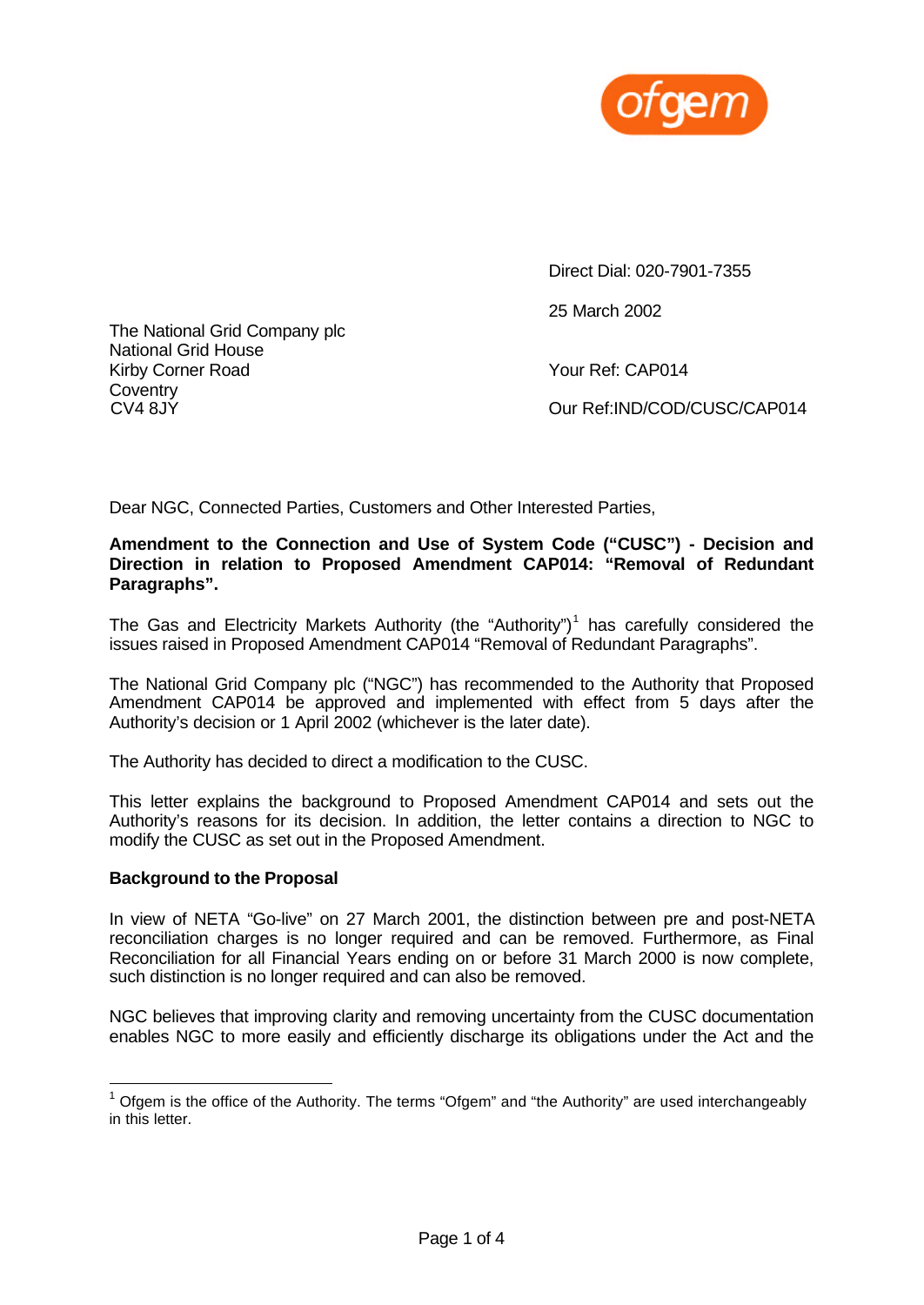ofgem

Direct Dial: 020-7901-7355

25 March 2002

The National Grid Company plc
National Grid House
Kirby Corner Road
Coventry
CV4 8JY

Your Ref: CAP014

Our Ref:IND/COD/CUSC/CAP014

Dear NGC, Connected Parties, Customers and Other Interested Parties,

**Amendment to the Connection and Use of System Code ("CUSC") - Decision and Direction in relation to Proposed Amendment CAP014: "Removal of Redundant Paragraphs".**

The Gas and Electricity Markets Authority (the "Authority")[1] has carefully considered the issues raised in Proposed Amendment CAP014 "Removal of Redundant Paragraphs".

The National Grid Company plc ("NGC") has recommended to the Authority that Proposed Amendment CAP014 be approved and implemented with effect from 5 days after the Authority's decision or 1 April 2002 (whichever is the later date).

The Authority has decided to direct a modification to the CUSC.

This letter explains the background to Proposed Amendment CAP014 and sets out the Authority's reasons for its decision. In addition, the letter contains a direction to NGC to modify the CUSC as set out in the Proposed Amendment.

**Background to the Proposal**

In view of NETA "Go-live" on 27 March 2001, the distinction between pre and post-NETA reconciliation charges is no longer required and can be removed. Furthermore, as Final Reconciliation for all Financial Years ending on or before 31 March 2000 is now complete, such distinction is no longer required and can also be removed.

NGC believes that improving clarity and removing uncertainty from the CUSC documentation enables NGC to more easily and efficiently discharge its obligations under the Act and the

[1] Ofgem is the office of the Authority. The terms "Ofgem" and "the Authority" are used interchangeably in this letter.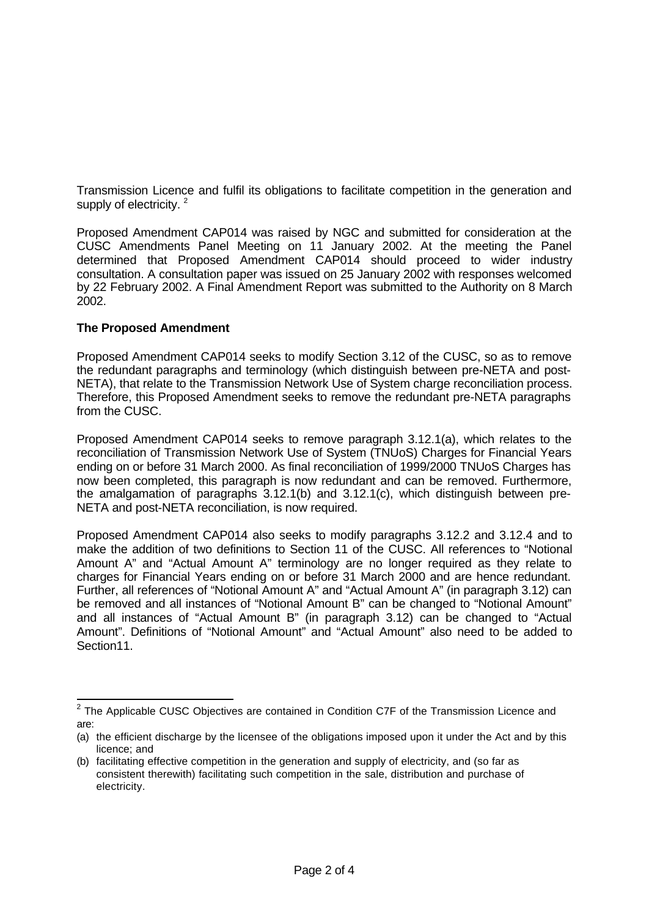Transmission Licence and fulfil its obligations to facilitate competition in the generation and supply of electricity. [2]

Proposed Amendment CAP014 was raised by NGC and submitted for consideration at the CUSC Amendments Panel Meeting on 11 January 2002. At the meeting the Panel determined that Proposed Amendment CAP014 should proceed to wider industry consultation. A consultation paper was issued on 25 January 2002 with responses welcomed by 22 February 2002. A Final Amendment Report was submitted to the Authority on 8 March 2002.

**The Proposed Amendment**

Proposed Amendment CAP014 seeks to modify Section 3.12 of the CUSC, so as to remove the redundant paragraphs and terminology (which distinguish between pre-NETA and post-NETA), that relate to the Transmission Network Use of System charge reconciliation process. Therefore, this Proposed Amendment seeks to remove the redundant pre-NETA paragraphs from the CUSC.

Proposed Amendment CAP014 seeks to remove paragraph 3.12.1(a), which relates to the reconciliation of Transmission Network Use of System (TNUoS) Charges for Financial Years ending on or before 31 March 2000. As final reconciliation of 1999/2000 TNUoS Charges has now been completed, this paragraph is now redundant and can be removed. Furthermore, the amalgamation of paragraphs 3.12.1(b) and 3.12.1(c), which distinguish between pre-NETA and post-NETA reconciliation, is now required.

Proposed Amendment CAP014 also seeks to modify paragraphs 3.12.2 and 3.12.4 and to make the addition of two definitions to Section 11 of the CUSC. All references to "Notional Amount A" and "Actual Amount A" terminology are no longer required as they relate to charges for Financial Years ending on or before 31 March 2000 and are hence redundant. Further, all references of "Notional Amount A" and "Actual Amount A" (in paragraph 3.12) can be removed and all instances of "Notional Amount B" can be changed to "Notional Amount" and all instances of "Actual Amount B" (in paragraph 3.12) can be changed to "Actual Amount". Definitions of "Notional Amount" and "Actual Amount" also need to be added to Section11.

---

[2] The Applicable CUSC Objectives are contained in Condition C7F of the Transmission Licence and are:

(a) the efficient discharge by the licensee of the obligations imposed upon it under the Act and by this licence; and

(b) facilitating effective competition in the generation and supply of electricity, and (so far as consistent therewith) facilitating such competition in the sale, distribution and purchase of electricity.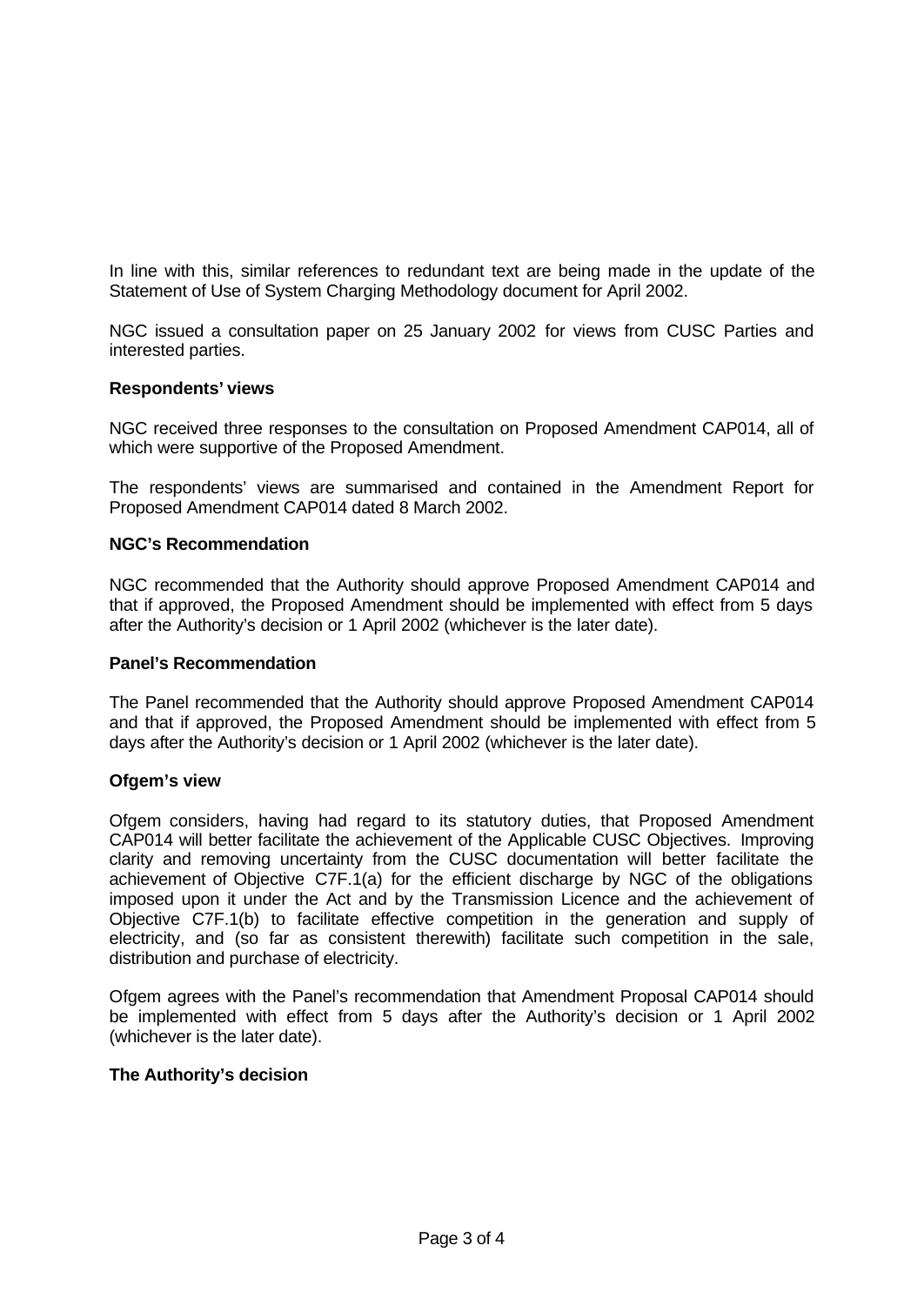In line with this, similar references to redundant text are being made in the update of the Statement of Use of System Charging Methodology document for April 2002.

NGC issued a consultation paper on 25 January 2002 for views from CUSC Parties and interested parties.

**Respondents' views**

NGC received three responses to the consultation on Proposed Amendment CAP014, all of which were supportive of the Proposed Amendment.

The respondents' views are summarised and contained in the Amendment Report for Proposed Amendment CAP014 dated 8 March 2002.

**NGC's Recommendation**

NGC recommended that the Authority should approve Proposed Amendment CAP014 and that if approved, the Proposed Amendment should be implemented with effect from 5 days after the Authority's decision or 1 April 2002 (whichever is the later date).

**Panel's Recommendation**

The Panel recommended that the Authority should approve Proposed Amendment CAP014 and that if approved, the Proposed Amendment should be implemented with effect from 5 days after the Authority's decision or 1 April 2002 (whichever is the later date).

**Ofgem's view**

Ofgem considers, having had regard to its statutory duties, that Proposed Amendment CAP014 will better facilitate the achievement of the Applicable CUSC Objectives. Improving clarity and removing uncertainty from the CUSC documentation will better facilitate the achievement of Objective C7F.1(a) for the efficient discharge by NGC of the obligations imposed upon it under the Act and by the Transmission Licence and the achievement of Objective C7F.1(b) to facilitate effective competition in the generation and supply of electricity, and (so far as consistent therewith) facilitate such competition in the sale, distribution and purchase of electricity.

Ofgem agrees with the Panel's recommendation that Amendment Proposal CAP014 should be implemented with effect from 5 days after the Authority's decision or 1 April 2002 (whichever is the later date).

**The Authority's decision**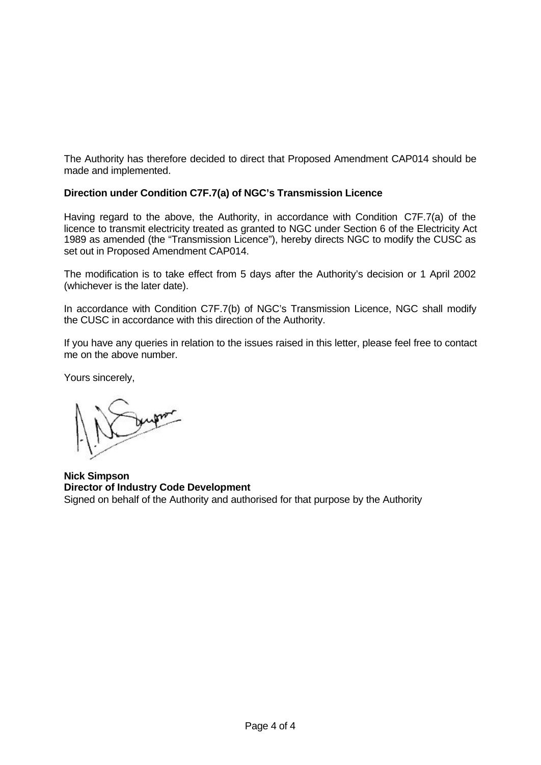The Authority has therefore decided to direct that Proposed Amendment CAP014 should be made and implemented.

**Direction under Condition C7F.7(a) of NGC's Transmission Licence**

Having regard to the above, the Authority, in accordance with Condition C7F.7(a) of the licence to transmit electricity treated as granted to NGC under Section 6 of the Electricity Act 1989 as amended (the "Transmission Licence"), hereby directs NGC to modify the CUSC as set out in Proposed Amendment CAP014.

The modification is to take effect from 5 days after the Authority's decision or 1 April 2002 (whichever is the later date).

In accordance with Condition C7F.7(b) of NGC's Transmission Licence, NGC shall modify the CUSC in accordance with this direction of the Authority.

If you have any queries in relation to the issues raised in this letter, please feel free to contact me on the above number.

Yours sincerely,

**Nick Simpson**
**Director of Industry Code Development**
Signed on behalf of the Authority and authorised for that purpose by the Authority